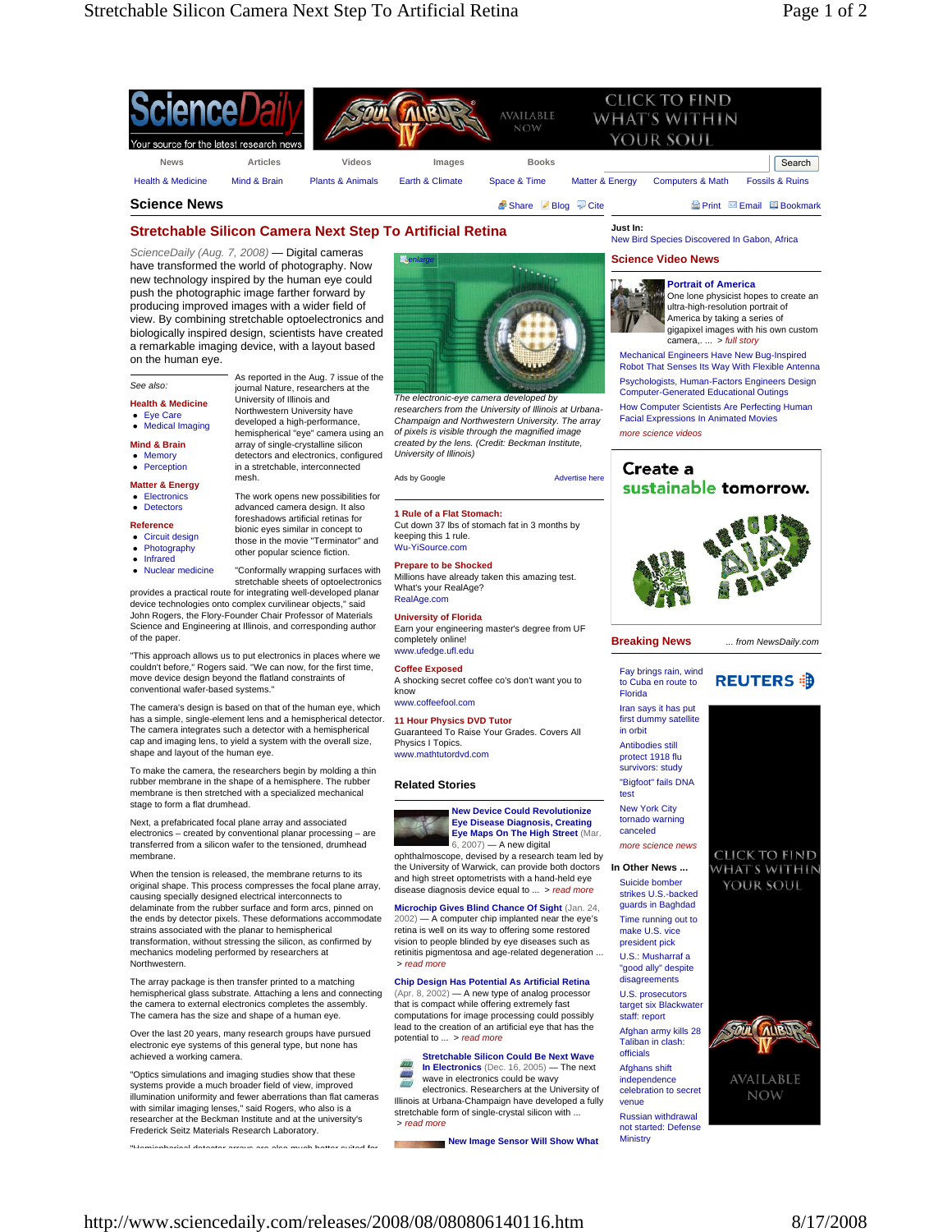# Stretchable Silicon Camera Next Step To Artificial Retina

*ScienceDaily (Aug. 7, 2008)* — Digital cameras have transformed the world of photography. Now new technology inspired by the human eye could push the photographic image farther forward by producing improved images with a wider field of view. By combining stretchable optoelectronics and biologically inspired design, scientists have created a remarkable imaging device, with a layout based on the human eye.

*The electronic-eye camera developed by researchers from the University of Illinois at Urbana-Champaign and Northwestern University. The array of pixels is visible through the magnified image created by the lens. (Credit: Beckman Institute, University of Illinois)*

As reported in the Aug. 7 issue of the journal Nature, researchers at the University of Illinois and Northwestern University have developed a high-performance, hemispherical "eye" camera using an array of single-crystalline silicon detectors and electronics, configured in a stretchable, interconnected mesh.

The work opens new possibilities for advanced camera design. It also foreshadows artificial retinas for bionic eyes similar in concept to those in the movie "Terminator" and other popular science fiction.

"Conformally wrapping surfaces with stretchable sheets of optoelectronics provides a practical route for integrating well-developed planar device technologies onto complex curvilinear objects," said John Rogers, the Flory-Founder Chair Professor of Materials Science and Engineering at Illinois, and corresponding author of the paper.

"This approach allows us to put electronics in places where we couldn't before," Rogers said. "We can now, for the first time, move device design beyond the flatland constraints of conventional wafer-based systems."

The camera's design is based on that of the human eye, which has a simple, single-element lens and a hemispherical detector. The camera integrates such a detector with a hemispherical cap and imaging lens, to yield a system with the overall size, shape and layout of the human eye.

To make the camera, the researchers begin by molding a thin rubber membrane in the shape of a hemisphere. The rubber membrane is then stretched with a specialized mechanical stage to form a flat drumhead.

Next, a prefabricated focal plane array and associated electronics – created by conventional planar processing – are transferred from a silicon wafer to the tensioned, drumhead membrane.

When the tension is released, the membrane returns to its original shape. This process compresses the focal plane array, causing specially designed electrical interconnects to delaminate from the rubber surface and form arcs, pinned on the ends by detector pixels. These deformations accommodate strains associated with the planar to hemispherical transformation, without stressing the silicon, as confirmed by mechanics modeling performed by researchers at Northwestern.

The array package is then transfer printed to a matching hemispherical glass substrate. Attaching a lens and connecting the camera to external electronics completes the assembly. The camera has the size and shape of a human eye.

Over the last 20 years, many research groups have pursued electronic eye systems of this general type, but none has achieved a working camera.

"Optics simulations and imaging studies show that these systems provide a much broader field of view, improved illumination uniformity and fewer aberrations than flat cameras with similar imaging lenses," said Rogers, who also is a researcher at the Beckman Institute and at the university's Frederick Seitz Materials Research Laboratory.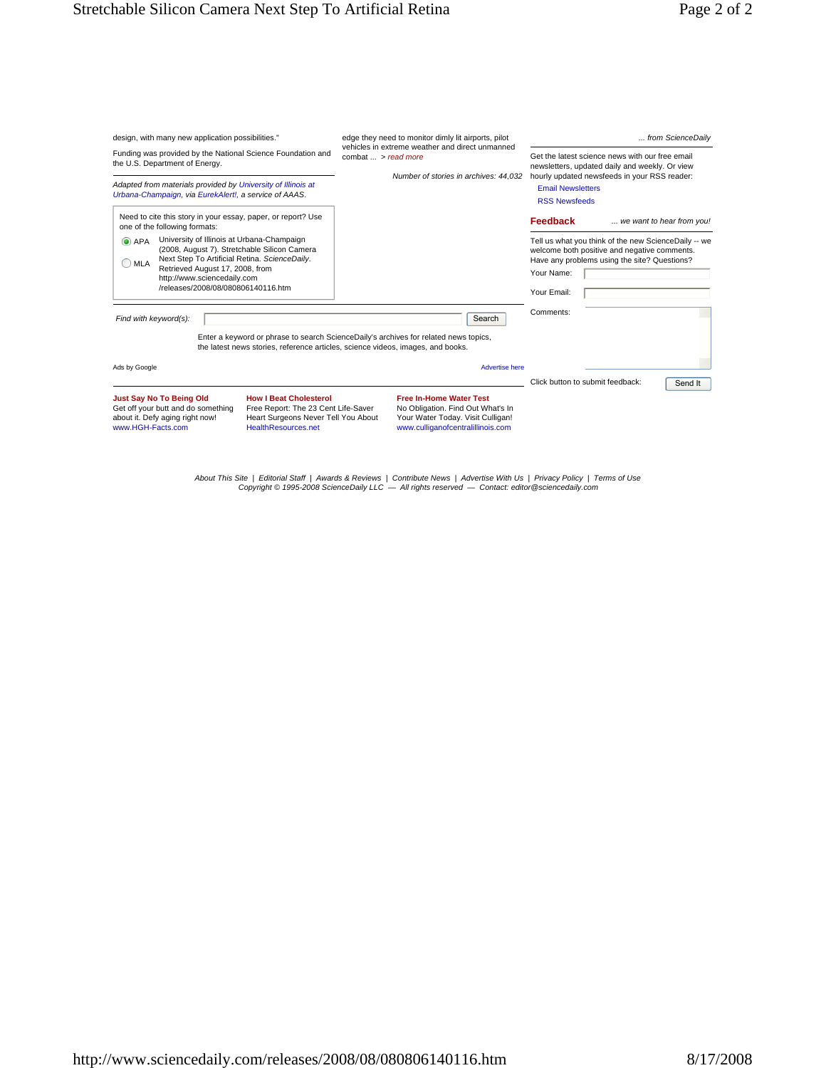design, with many new application possibilities."

Funding was provided by the National Science Foundation and the U.S. Department of Energy.

*Adapted from materials provided by University of Illinois at Urbana-Champaign, via EurekAlert!, a service of AAAS.*

Need to cite this story in your essay, paper, or report? Use one of the following formats:

- APA
- MLA

University of Illinois at Urbana-Champaign (2008, August 7). Stretchable Silicon Camera Next Step To Artificial Retina. *ScienceDaily*. Retrieved August 17, 2008, from http://www.sciencedaily.com /releases/2008/08/080806140116.htm

edge they need to monitor dimly lit airports, pilot vehicles in extreme weather and direct unmanned combat ... > *read more*

*Number of stories in archives: 44,032*

*Find with keyword(s):* Search

Enter a keyword or phrase to search ScienceDaily's archives for related news topics, the latest news stories, reference articles, science videos, images, and books.

Ads by Google

Advertise here

**Just Say No To Being Old**
Get off your butt and do something about it. Defy aging right now!
www.HGH-Facts.com

**How I Beat Cholesterol**
Free Report: The 23 Cent Life-Saver Heart Surgeons Never Tell You About
HealthResources.net

**Free In-Home Water Test**
No Obligation. Find Out What's In Your Water Today. Visit Culligan!
www.culliganofcentralillinois.com

*... from ScienceDaily*

Get the latest science news with our free email newsletters, updated daily and weekly. Or view hourly updated newsfeeds in your RSS reader:

- Email Newsletters
- RSS Newsfeeds

## Feedback

*... we want to hear from you!*

Tell us what you think of the new ScienceDaily -- we welcome both positive and negative comments. Have any problems using the site? Questions?

Your Name:

Your Email:

Comments:

Click button to submit feedback: Send It

*About This Site | Editorial Staff | Awards & Reviews | Contribute News | Advertise With Us | Privacy Policy | Terms of Use*
*Copyright © 1995-2008 ScienceDaily LLC — All rights reserved — Contact: editor@sciencedaily.com*